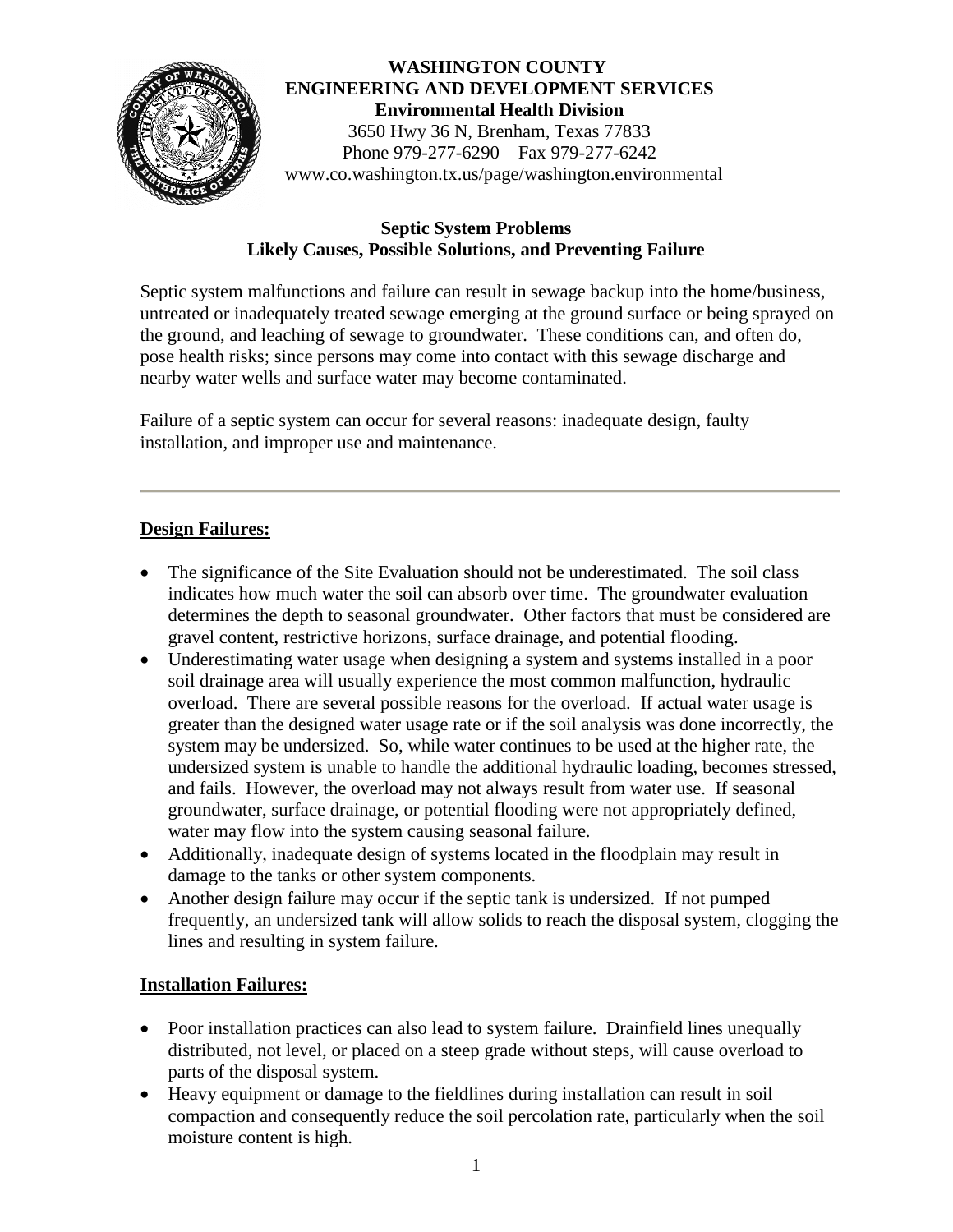**WASHINGTON COUNTY**
**ENGINEERING AND DEVELOPMENT SERVICES**
**Environmental Health Division**
3650 Hwy 36 N, Brenham, Texas 77833
Phone 979-277-6290 Fax 979-277-6242
www.co.washington.tx.us/page/washington.environmental

# Septic System Problems
## Likely Causes, Possible Solutions, and Preventing Failure

Septic system malfunctions and failure can result in sewage backup into the home/business, untreated or inadequately treated sewage emerging at the ground surface or being sprayed on the ground, and leaching of sewage to groundwater. These conditions can, and often do, pose health risks; since persons may come into contact with this sewage discharge and nearby water wells and surface water may become contaminated.

Failure of a septic system can occur for several reasons: inadequate design, faulty installation, and improper use and maintenance.

---

### Design Failures:

- The significance of the Site Evaluation should not be underestimated. The soil class indicates how much water the soil can absorb over time. The groundwater evaluation determines the depth to seasonal groundwater. Other factors that must be considered are gravel content, restrictive horizons, surface drainage, and potential flooding.
- Underestimating water usage when designing a system and systems installed in a poor soil drainage area will usually experience the most common malfunction, hydraulic overload. There are several possible reasons for the overload. If actual water usage is greater than the designed water usage rate or if the soil analysis was done incorrectly, the system may be undersized. So, while water continues to be used at the higher rate, the undersized system is unable to handle the additional hydraulic loading, becomes stressed, and fails. However, the overload may not always result from water use. If seasonal groundwater, surface drainage, or potential flooding were not appropriately defined, water may flow into the system causing seasonal failure.
- Additionally, inadequate design of systems located in the floodplain may result in damage to the tanks or other system components.
- Another design failure may occur if the septic tank is undersized. If not pumped frequently, an undersized tank will allow solids to reach the disposal system, clogging the lines and resulting in system failure.

### Installation Failures:

- Poor installation practices can also lead to system failure. Drainfield lines unequally distributed, not level, or placed on a steep grade without steps, will cause overload to parts of the disposal system.
- Heavy equipment or damage to the fieldlines during installation can result in soil compaction and consequently reduce the soil percolation rate, particularly when the soil moisture content is high.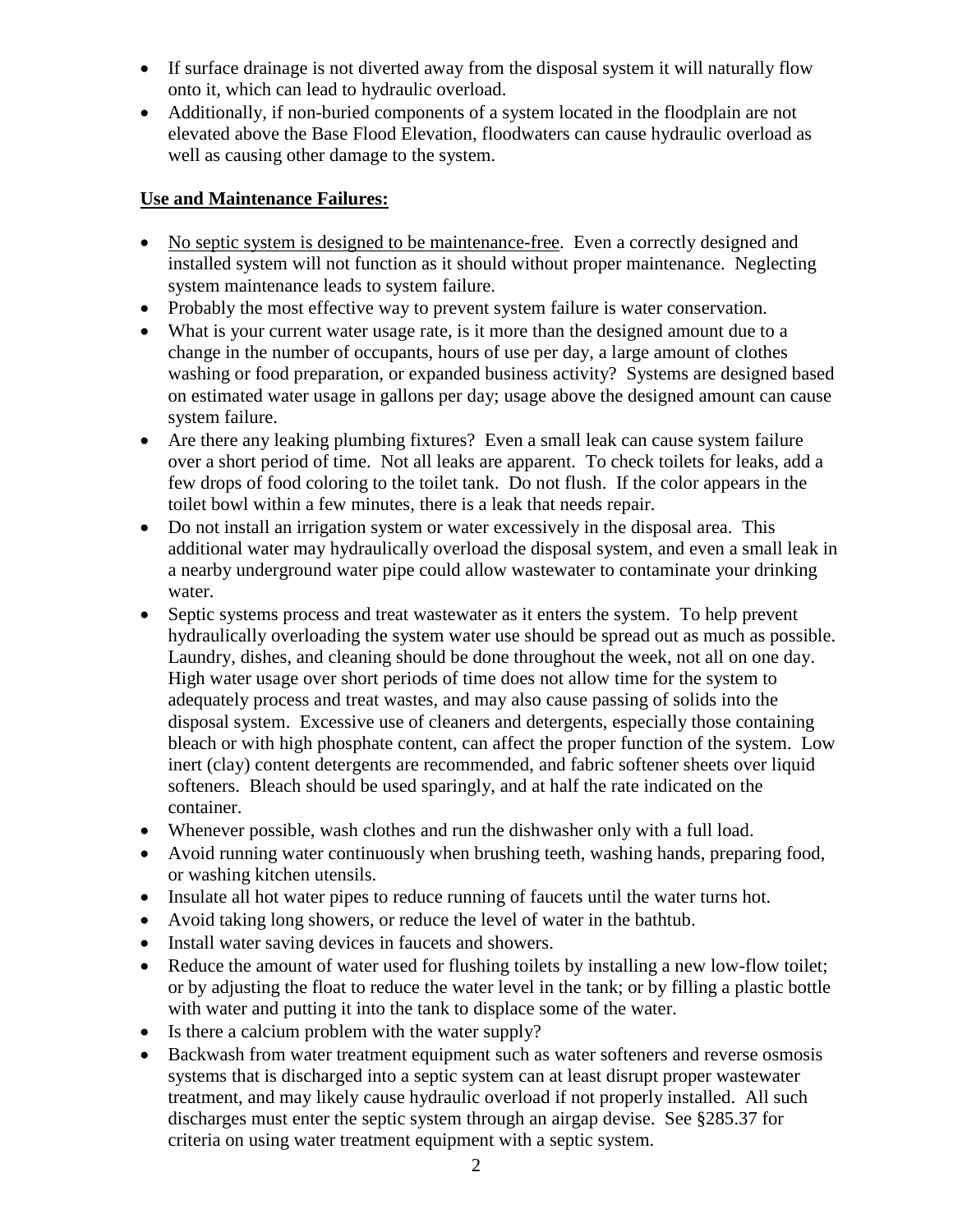- If surface drainage is not diverted away from the disposal system it will naturally flow onto it, which can lead to hydraulic overload.
- Additionally, if non-buried components of a system located in the floodplain are not elevated above the Base Flood Elevation, floodwaters can cause hydraulic overload as well as causing other damage to the system.

**Use and Maintenance Failures:**

- No septic system is designed to be maintenance-free. Even a correctly designed and installed system will not function as it should without proper maintenance. Neglecting system maintenance leads to system failure.
- Probably the most effective way to prevent system failure is water conservation.
- What is your current water usage rate, is it more than the designed amount due to a change in the number of occupants, hours of use per day, a large amount of clothes washing or food preparation, or expanded business activity? Systems are designed based on estimated water usage in gallons per day; usage above the designed amount can cause system failure.
- Are there any leaking plumbing fixtures? Even a small leak can cause system failure over a short period of time. Not all leaks are apparent. To check toilets for leaks, add a few drops of food coloring to the toilet tank. Do not flush. If the color appears in the toilet bowl within a few minutes, there is a leak that needs repair.
- Do not install an irrigation system or water excessively in the disposal area. This additional water may hydraulically overload the disposal system, and even a small leak in a nearby underground water pipe could allow wastewater to contaminate your drinking water.
- Septic systems process and treat wastewater as it enters the system. To help prevent hydraulically overloading the system water use should be spread out as much as possible. Laundry, dishes, and cleaning should be done throughout the week, not all on one day. High water usage over short periods of time does not allow time for the system to adequately process and treat wastes, and may also cause passing of solids into the disposal system. Excessive use of cleaners and detergents, especially those containing bleach or with high phosphate content, can affect the proper function of the system. Low inert (clay) content detergents are recommended, and fabric softener sheets over liquid softeners. Bleach should be used sparingly, and at half the rate indicated on the container.
- Whenever possible, wash clothes and run the dishwasher only with a full load.
- Avoid running water continuously when brushing teeth, washing hands, preparing food, or washing kitchen utensils.
- Insulate all hot water pipes to reduce running of faucets until the water turns hot.
- Avoid taking long showers, or reduce the level of water in the bathtub.
- Install water saving devices in faucets and showers.
- Reduce the amount of water used for flushing toilets by installing a new low-flow toilet; or by adjusting the float to reduce the water level in the tank; or by filling a plastic bottle with water and putting it into the tank to displace some of the water.
- Is there a calcium problem with the water supply?
- Backwash from water treatment equipment such as water softeners and reverse osmosis systems that is discharged into a septic system can at least disrupt proper wastewater treatment, and may likely cause hydraulic overload if not properly installed. All such discharges must enter the septic system through an airgap devise. See §285.37 for criteria on using water treatment equipment with a septic system.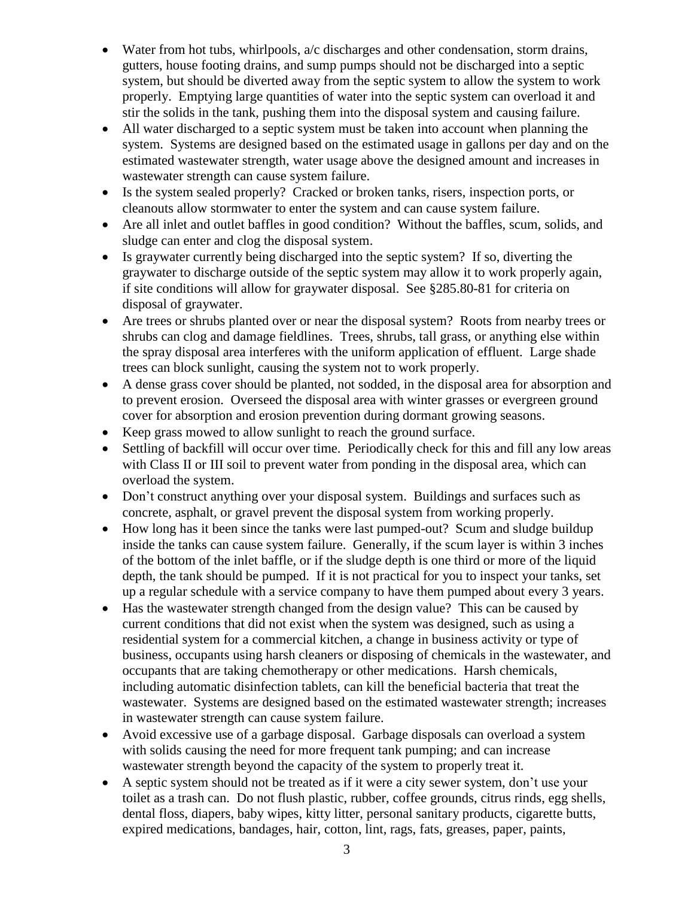- Water from hot tubs, whirlpools, a/c discharges and other condensation, storm drains, gutters, house footing drains, and sump pumps should not be discharged into a septic system, but should be diverted away from the septic system to allow the system to work properly. Emptying large quantities of water into the septic system can overload it and stir the solids in the tank, pushing them into the disposal system and causing failure.
- All water discharged to a septic system must be taken into account when planning the system. Systems are designed based on the estimated usage in gallons per day and on the estimated wastewater strength, water usage above the designed amount and increases in wastewater strength can cause system failure.
- Is the system sealed properly? Cracked or broken tanks, risers, inspection ports, or cleanouts allow stormwater to enter the system and can cause system failure.
- Are all inlet and outlet baffles in good condition? Without the baffles, scum, solids, and sludge can enter and clog the disposal system.
- Is graywater currently being discharged into the septic system? If so, diverting the graywater to discharge outside of the septic system may allow it to work properly again, if site conditions will allow for graywater disposal. See §285.80-81 for criteria on disposal of graywater.
- Are trees or shrubs planted over or near the disposal system? Roots from nearby trees or shrubs can clog and damage fieldlines. Trees, shrubs, tall grass, or anything else within the spray disposal area interferes with the uniform application of effluent. Large shade trees can block sunlight, causing the system not to work properly.
- A dense grass cover should be planted, not sodded, in the disposal area for absorption and to prevent erosion. Overseed the disposal area with winter grasses or evergreen ground cover for absorption and erosion prevention during dormant growing seasons.
- Keep grass mowed to allow sunlight to reach the ground surface.
- Settling of backfill will occur over time. Periodically check for this and fill any low areas with Class II or III soil to prevent water from ponding in the disposal area, which can overload the system.
- Don't construct anything over your disposal system. Buildings and surfaces such as concrete, asphalt, or gravel prevent the disposal system from working properly.
- How long has it been since the tanks were last pumped-out? Scum and sludge buildup inside the tanks can cause system failure. Generally, if the scum layer is within 3 inches of the bottom of the inlet baffle, or if the sludge depth is one third or more of the liquid depth, the tank should be pumped. If it is not practical for you to inspect your tanks, set up a regular schedule with a service company to have them pumped about every 3 years.
- Has the wastewater strength changed from the design value? This can be caused by current conditions that did not exist when the system was designed, such as using a residential system for a commercial kitchen, a change in business activity or type of business, occupants using harsh cleaners or disposing of chemicals in the wastewater, and occupants that are taking chemotherapy or other medications. Harsh chemicals, including automatic disinfection tablets, can kill the beneficial bacteria that treat the wastewater. Systems are designed based on the estimated wastewater strength; increases in wastewater strength can cause system failure.
- Avoid excessive use of a garbage disposal. Garbage disposals can overload a system with solids causing the need for more frequent tank pumping; and can increase wastewater strength beyond the capacity of the system to properly treat it.
- A septic system should not be treated as if it were a city sewer system, don't use your toilet as a trash can. Do not flush plastic, rubber, coffee grounds, citrus rinds, egg shells, dental floss, diapers, baby wipes, kitty litter, personal sanitary products, cigarette butts, expired medications, bandages, hair, cotton, lint, rags, fats, greases, paper, paints,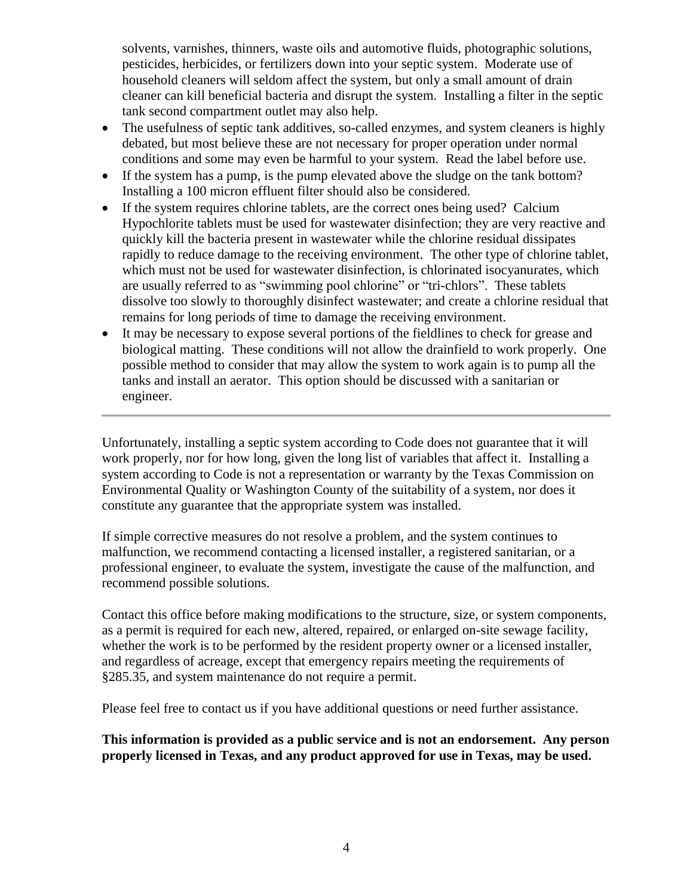solvents, varnishes, thinners, waste oils and automotive fluids, photographic solutions, pesticides, herbicides, or fertilizers down into your septic system. Moderate use of household cleaners will seldom affect the system, but only a small amount of drain cleaner can kill beneficial bacteria and disrupt the system. Installing a filter in the septic tank second compartment outlet may also help.

- The usefulness of septic tank additives, so-called enzymes, and system cleaners is highly debated, but most believe these are not necessary for proper operation under normal conditions and some may even be harmful to your system. Read the label before use.
- If the system has a pump, is the pump elevated above the sludge on the tank bottom? Installing a 100 micron effluent filter should also be considered.
- If the system requires chlorine tablets, are the correct ones being used? Calcium Hypochlorite tablets must be used for wastewater disinfection; they are very reactive and quickly kill the bacteria present in wastewater while the chlorine residual dissipates rapidly to reduce damage to the receiving environment. The other type of chlorine tablet, which must not be used for wastewater disinfection, is chlorinated isocyanurates, which are usually referred to as "swimming pool chlorine" or "tri-chlors". These tablets dissolve too slowly to thoroughly disinfect wastewater; and create a chlorine residual that remains for long periods of time to damage the receiving environment.
- It may be necessary to expose several portions of the fieldlines to check for grease and biological matting. These conditions will not allow the drainfield to work properly. One possible method to consider that may allow the system to work again is to pump all the tanks and install an aerator. This option should be discussed with a sanitarian or engineer.

---

Unfortunately, installing a septic system according to Code does not guarantee that it will work properly, nor for how long, given the long list of variables that affect it. Installing a system according to Code is not a representation or warranty by the Texas Commission on Environmental Quality or Washington County of the suitability of a system, nor does it constitute any guarantee that the appropriate system was installed.

If simple corrective measures do not resolve a problem, and the system continues to malfunction, we recommend contacting a licensed installer, a registered sanitarian, or a professional engineer, to evaluate the system, investigate the cause of the malfunction, and recommend possible solutions.

Contact this office before making modifications to the structure, size, or system components, as a permit is required for each new, altered, repaired, or enlarged on-site sewage facility, whether the work is to be performed by the resident property owner or a licensed installer, and regardless of acreage, except that emergency repairs meeting the requirements of §285.35, and system maintenance do not require a permit.

Please feel free to contact us if you have additional questions or need further assistance.

**This information is provided as a public service and is not an endorsement. Any person properly licensed in Texas, and any product approved for use in Texas, may be used.**